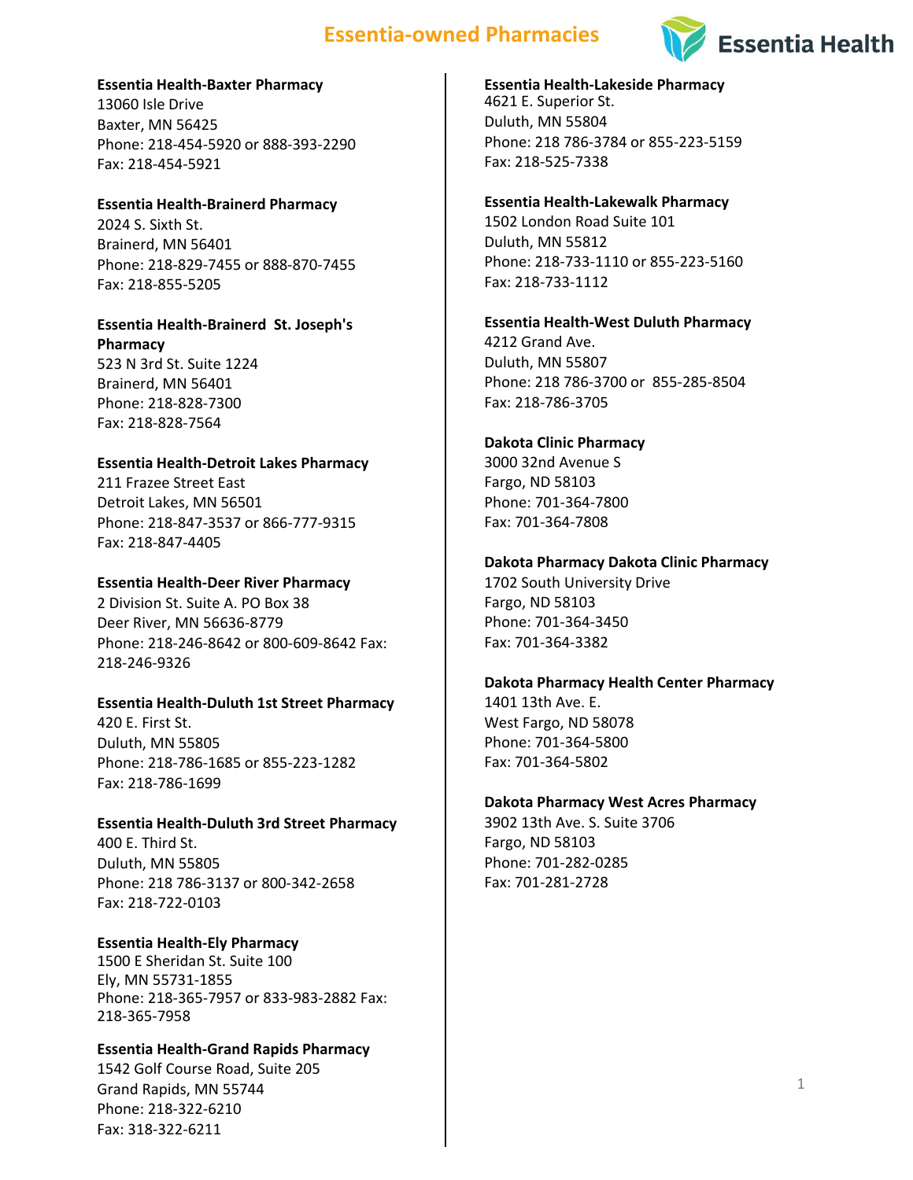# Essentia-owned Pharmacies

**Essentia Health-Baxter Pharmacy**
13060 Isle Drive
Baxter, MN 56425
Phone: 218-454-5920 or 888-393-2290
Fax: 218-454-5921

**Essentia Health-Brainerd Pharmacy**
2024 S. Sixth St.
Brainerd, MN 56401
Phone: 218-829-7455 or 888-870-7455
Fax: 218-855-5205

**Essentia Health-Brainerd St. Joseph's Pharmacy**
523 N 3rd St. Suite 1224
Brainerd, MN 56401
Phone: 218-828-7300
Fax: 218-828-7564

**Essentia Health-Detroit Lakes Pharmacy**
211 Frazee Street East
Detroit Lakes, MN 56501
Phone: 218-847-3537 or 866-777-9315
Fax: 218-847-4405

**Essentia Health-Deer River Pharmacy**
2 Division St. Suite A. PO Box 38
Deer River, MN 56636-8779
Phone: 218-246-8642 or 800-609-8642 Fax: 218-246-9326

**Essentia Health-Duluth 1st Street Pharmacy**
420 E. First St.
Duluth, MN 55805
Phone: 218-786-1685 or 855-223-1282
Fax: 218-786-1699

**Essentia Health-Duluth 3rd Street Pharmacy**
400 E. Third St.
Duluth, MN 55805
Phone: 218 786-3137 or 800-342-2658
Fax: 218-722-0103

**Essentia Health-Ely Pharmacy**
1500 E Sheridan St. Suite 100
Ely, MN 55731-1855
Phone: 218-365-7957 or 833-983-2882 Fax: 218-365-7958

**Essentia Health-Grand Rapids Pharmacy**
1542 Golf Course Road, Suite 205
Grand Rapids, MN 55744
Phone: 218-322-6210
Fax: 318-322-6211

**Essentia Health-Lakeside Pharmacy**
4621 E. Superior St.
Duluth, MN 55804
Phone: 218 786-3784 or 855-223-5159
Fax: 218-525-7338

**Essentia Health-Lakewalk Pharmacy**
1502 London Road Suite 101
Duluth, MN 55812
Phone: 218-733-1110 or 855-223-5160
Fax: 218-733-1112

**Essentia Health-West Duluth Pharmacy**
4212 Grand Ave.
Duluth, MN 55807
Phone: 218 786-3700 or 855-285-8504
Fax: 218-786-3705

**Dakota Clinic Pharmacy**
3000 32nd Avenue S
Fargo, ND 58103
Phone: 701-364-7800
Fax: 701-364-7808

**Dakota Pharmacy Dakota Clinic Pharmacy**
1702 South University Drive
Fargo, ND 58103
Phone: 701-364-3450
Fax: 701-364-3382

**Dakota Pharmacy Health Center Pharmacy**
1401 13th Ave. E.
West Fargo, ND 58078
Phone: 701-364-5800
Fax: 701-364-5802

**Dakota Pharmacy West Acres Pharmacy**
3902 13th Ave. S. Suite 3706
Fargo, ND 58103
Phone: 701-282-0285
Fax: 701-281-2728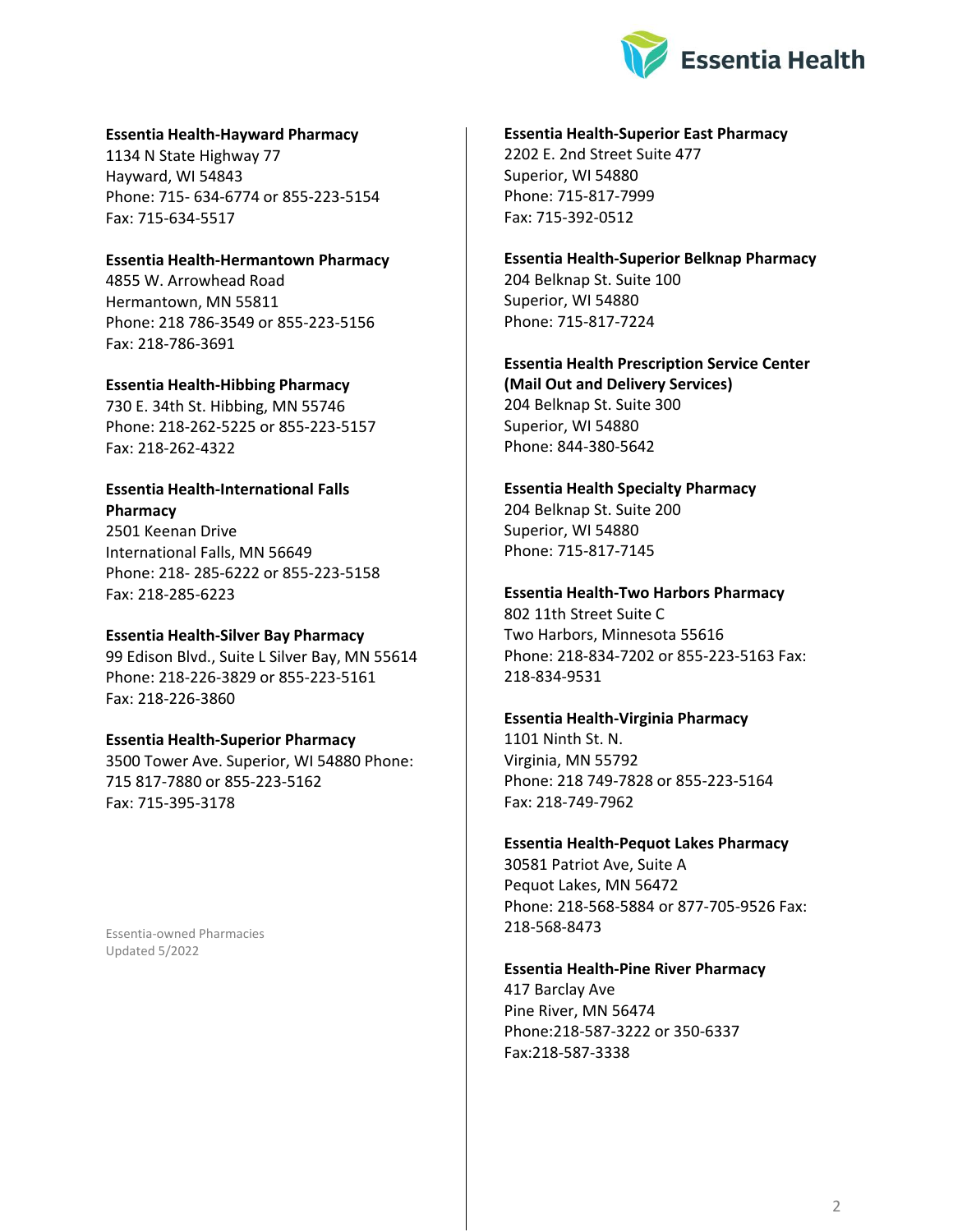**Essentia Health-Hayward Pharmacy**
1134 N State Highway 77
Hayward, WI 54843
Phone: 715- 634-6774 or 855-223-5154
Fax: 715-634-5517

**Essentia Health-Hermantown Pharmacy**
4855 W. Arrowhead Road
Hermantown, MN 55811
Phone: 218 786-3549 or 855-223-5156
Fax: 218-786-3691

**Essentia Health-Hibbing Pharmacy**
730 E. 34th St. Hibbing, MN 55746
Phone: 218-262-5225 or 855-223-5157
Fax: 218-262-4322

**Essentia Health-International Falls Pharmacy**
2501 Keenan Drive
International Falls, MN 56649
Phone: 218- 285-6222 or 855-223-5158
Fax: 218-285-6223

**Essentia Health-Silver Bay Pharmacy**
99 Edison Blvd., Suite L Silver Bay, MN 55614
Phone: 218-226-3829 or 855-223-5161
Fax: 218-226-3860

**Essentia Health-Superior Pharmacy**
3500 Tower Ave. Superior, WI 54880 Phone: 715 817-7880 or 855-223-5162
Fax: 715-395-3178

Essentia-owned Pharmacies
Updated 5/2022

**Essentia Health-Superior East Pharmacy**
2202 E. 2nd Street Suite 477
Superior, WI 54880
Phone: 715-817-7999
Fax: 715-392-0512

**Essentia Health-Superior Belknap Pharmacy**
204 Belknap St. Suite 100
Superior, WI 54880
Phone: 715-817-7224

**Essentia Health Prescription Service Center (Mail Out and Delivery Services)**
204 Belknap St. Suite 300
Superior, WI 54880
Phone: 844-380-5642

**Essentia Health Specialty Pharmacy**
204 Belknap St. Suite 200
Superior, WI 54880
Phone: 715-817-7145

**Essentia Health-Two Harbors Pharmacy**
802 11th Street Suite C
Two Harbors, Minnesota 55616
Phone: 218-834-7202 or 855-223-5163 Fax: 218-834-9531

**Essentia Health-Virginia Pharmacy**
1101 Ninth St. N.
Virginia, MN 55792
Phone: 218 749-7828 or 855-223-5164
Fax: 218-749-7962

**Essentia Health-Pequot Lakes Pharmacy**
30581 Patriot Ave, Suite A
Pequot Lakes, MN 56472
Phone: 218-568-5884 or 877-705-9526 Fax: 218-568-8473

**Essentia Health-Pine River Pharmacy**
417 Barclay Ave
Pine River, MN 56474
Phone:218-587-3222 or 350-6337
Fax:218-587-3338